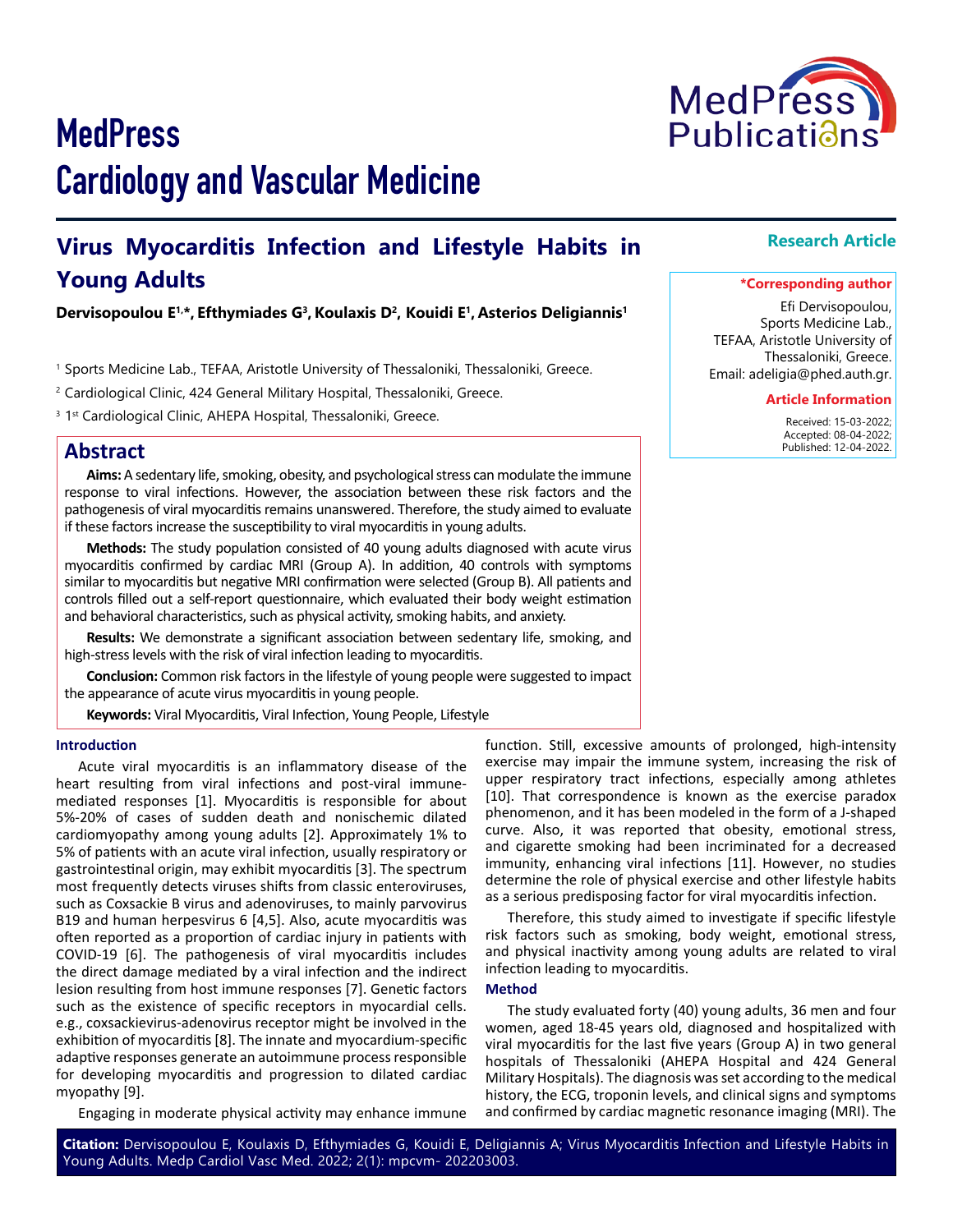# MedPress Cardiology and Vascular Medicine

**Research Article**

## Virus Myocarditis Infection and Lifestyle Habits in Young Adults

**Dervisopoulou E[1,*], Efthymiades G[3], Koulaxis D[2], Kouidi E[1], Asterios Deligiannis[1]**

[1] Sports Medicine Lab., TEFAA, Aristotle University of Thessaloniki, Thessaloniki, Greece.

[2] Cardiological Clinic, 424 General Military Hospital, Thessaloniki, Greece.

[3] 1st Cardiological Clinic, AHEPA Hospital, Thessaloniki, Greece.

**\*Corresponding author**

Efi Dervisopoulou,
Sports Medicine Lab.,
TEFAA, Aristotle University of Thessaloniki, Greece.
Email: adeligia@phed.auth.gr.

**Article Information**

Received: 15-03-2022;
Accepted: 08-04-2022;
Published: 12-04-2022.

## Abstract

**Aims:** A sedentary life, smoking, obesity, and psychological stress can modulate the immune response to viral infections. However, the association between these risk factors and the pathogenesis of viral myocarditis remains unanswered. Therefore, the study aimed to evaluate if these factors increase the susceptibility to viral myocarditis in young adults.

**Methods:** The study population consisted of 40 young adults diagnosed with acute virus myocarditis confirmed by cardiac MRI (Group A). In addition, 40 controls with symptoms similar to myocarditis but negative MRI confirmation were selected (Group B). All patients and controls filled out a self-report questionnaire, which evaluated their body weight estimation and behavioral characteristics, such as physical activity, smoking habits, and anxiety.

**Results:** We demonstrate a significant association between sedentary life, smoking, and high-stress levels with the risk of viral infection leading to myocarditis.

**Conclusion:** Common risk factors in the lifestyle of young people were suggested to impact the appearance of acute virus myocarditis in young people.

**Keywords:** Viral Myocarditis, Viral Infection, Young People, Lifestyle

### Introduction

Acute viral myocarditis is an inflammatory disease of the heart resulting from viral infections and post-viral immune-mediated responses [1]. Myocarditis is responsible for about 5%-20% of cases of sudden death and nonischemic dilated cardiomyopathy among young adults [2]. Approximately 1% to 5% of patients with an acute viral infection, usually respiratory or gastrointestinal origin, may exhibit myocarditis [3]. The spectrum most frequently detects viruses shifts from classic enteroviruses, such as Coxsackie B virus and adenoviruses, to mainly parvovirus B19 and human herpesvirus 6 [4,5]. Also, acute myocarditis was often reported as a proportion of cardiac injury in patients with COVID-19 [6]. The pathogenesis of viral myocarditis includes the direct damage mediated by a viral infection and the indirect lesion resulting from host immune responses [7]. Genetic factors such as the existence of specific receptors in myocardial cells. e.g., coxsackievirus-adenovirus receptor might be involved in the exhibition of myocarditis [8]. The innate and myocardium-specific adaptive responses generate an autoimmune process responsible for developing myocarditis and progression to dilated cardiac myopathy [9].

Engaging in moderate physical activity may enhance immune function. Still, excessive amounts of prolonged, high-intensity exercise may impair the immune system, increasing the risk of upper respiratory tract infections, especially among athletes [10]. That correspondence is known as the exercise paradox phenomenon, and it has been modeled in the form of a J-shaped curve. Also, it was reported that obesity, emotional stress, and cigarette smoking had been incriminated for a decreased immunity, enhancing viral infections [11]. However, no studies determine the role of physical exercise and other lifestyle habits as a serious predisposing factor for viral myocarditis infection.

Therefore, this study aimed to investigate if specific lifestyle risk factors such as smoking, body weight, emotional stress, and physical inactivity among young adults are related to viral infection leading to myocarditis.

### Method

The study evaluated forty (40) young adults, 36 men and four women, aged 18-45 years old, diagnosed and hospitalized with viral myocarditis for the last five years (Group A) in two general hospitals of Thessaloniki (AHEPA Hospital and 424 General Military Hospitals). The diagnosis was set according to the medical history, the ECG, troponin levels, and clinical signs and symptoms and confirmed by cardiac magnetic resonance imaging (MRI). The

**Citation:** Dervisopoulou E, Koulaxis D, Efthymiades G, Kouidi E, Deligiannis A; Virus Myocarditis Infection and Lifestyle Habits in Young Adults. Medp Cardiol Vasc Med. 2022; 2(1): mpcvm- 202203003.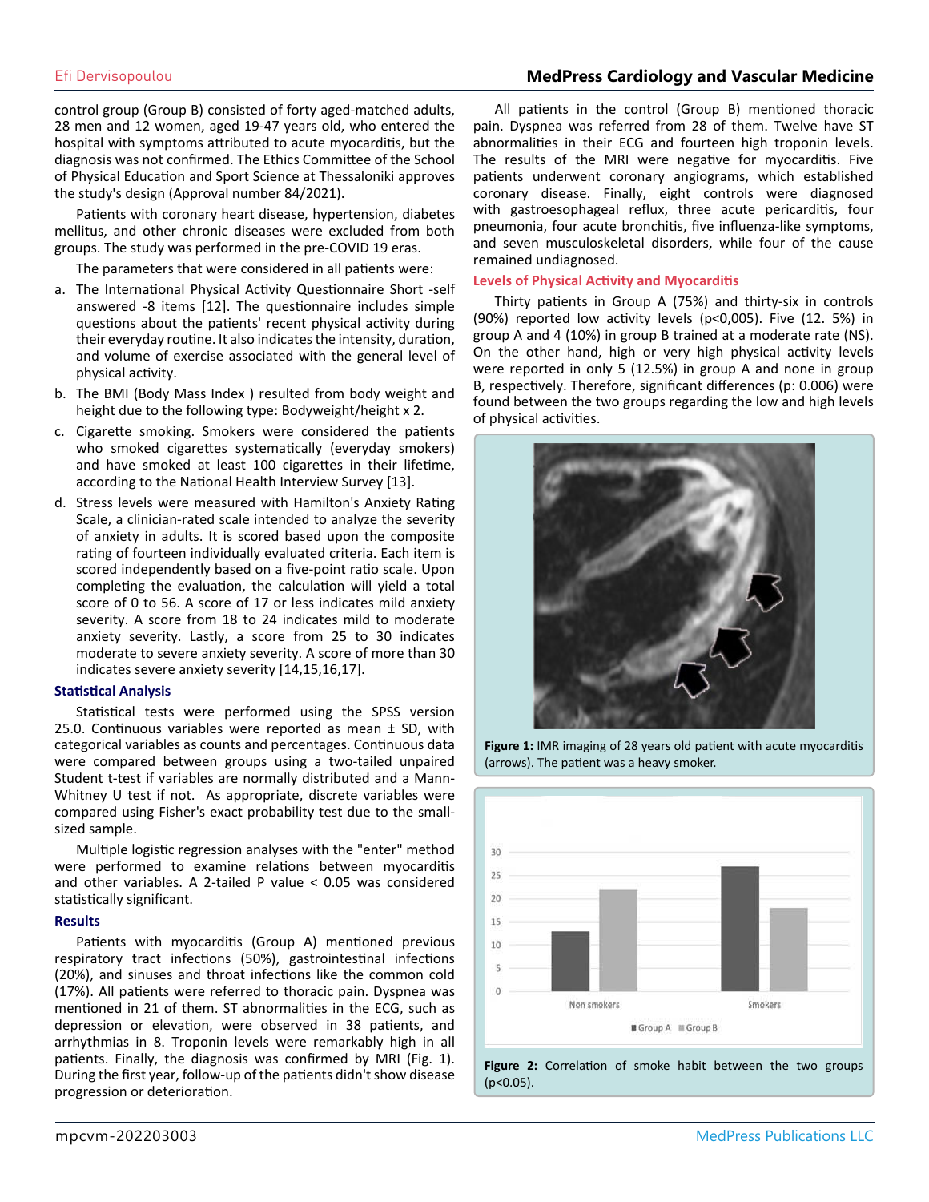control group (Group B) consisted of forty aged-matched adults, 28 men and 12 women, aged 19-47 years old, who entered the hospital with symptoms attributed to acute myocarditis, but the diagnosis was not confirmed. The Ethics Committee of the School of Physical Education and Sport Science at Thessaloniki approves the study's design (Approval number 84/2021).

Patients with coronary heart disease, hypertension, diabetes mellitus, and other chronic diseases were excluded from both groups. The study was performed in the pre-COVID 19 eras.

The parameters that were considered in all patients were:

a. The International Physical Activity Questionnaire Short -self answered -8 items [12]. The questionnaire includes simple questions about the patients' recent physical activity during their everyday routine. It also indicates the intensity, duration, and volume of exercise associated with the general level of physical activity.
b. The BMI (Body Mass Index ) resulted from body weight and height due to the following type: Bodyweight/height x 2.
c. Cigarette smoking. Smokers were considered the patients who smoked cigarettes systematically (everyday smokers) and have smoked at least 100 cigarettes in their lifetime, according to the National Health Interview Survey [13].
d. Stress levels were measured with Hamilton's Anxiety Rating Scale, a clinician-rated scale intended to analyze the severity of anxiety in adults. It is scored based upon the composite rating of fourteen individually evaluated criteria. Each item is scored independently based on a five-point ratio scale. Upon completing the evaluation, the calculation will yield a total score of 0 to 56. A score of 17 or less indicates mild anxiety severity. A score from 18 to 24 indicates mild to moderate anxiety severity. Lastly, a score from 25 to 30 indicates moderate to severe anxiety severity. A score of more than 30 indicates severe anxiety severity [14,15,16,17].

### Statistical Analysis

Statistical tests were performed using the SPSS version 25.0. Continuous variables were reported as mean ± SD, with categorical variables as counts and percentages. Continuous data were compared between groups using a two-tailed unpaired Student t-test if variables are normally distributed and a Mann-Whitney U test if not. As appropriate, discrete variables were compared using Fisher's exact probability test due to the small-sized sample.

Multiple logistic regression analyses with the "enter" method were performed to examine relations between myocarditis and other variables. A 2-tailed P value < 0.05 was considered statistically significant.

### Results

Patients with myocarditis (Group A) mentioned previous respiratory tract infections (50%), gastrointestinal infections (20%), and sinuses and throat infections like the common cold (17%). All patients were referred to thoracic pain. Dyspnea was mentioned in 21 of them. ST abnormalities in the ECG, such as depression or elevation, were observed in 38 patients, and arrhythmias in 8. Troponin levels were remarkably high in all patients. Finally, the diagnosis was confirmed by MRI (Fig. 1). During the first year, follow-up of the patients didn't show disease progression or deterioration.

All patients in the control (Group B) mentioned thoracic pain. Dyspnea was referred from 28 of them. Twelve have ST abnormalities in their ECG and fourteen high troponin levels. The results of the MRI were negative for myocarditis. Five patients underwent coronary angiograms, which established coronary disease. Finally, eight controls were diagnosed with gastroesophageal reflux, three acute pericarditis, four pneumonia, four acute bronchitis, five influenza-like symptoms, and seven musculoskeletal disorders, while four of the cause remained undiagnosed.

### Levels of Physical Activity and Myocarditis

Thirty patients in Group A (75%) and thirty-six in controls (90%) reported low activity levels (p<0,005). Five (12. 5%) in group A and 4 (10%) in group B trained at a moderate rate (NS). On the other hand, high or very high physical activity levels were reported in only 5 (12.5%) in group A and none in group B, respectively. Therefore, significant differences (p: 0.006) were found between the two groups regarding the low and high levels of physical activities.

**Figure 1:** IMR imaging of 28 years old patient with acute myocarditis (arrows). The patient was a heavy smoker.

**Figure 2:** Correlation of smoke habit between the two groups (p<0.05).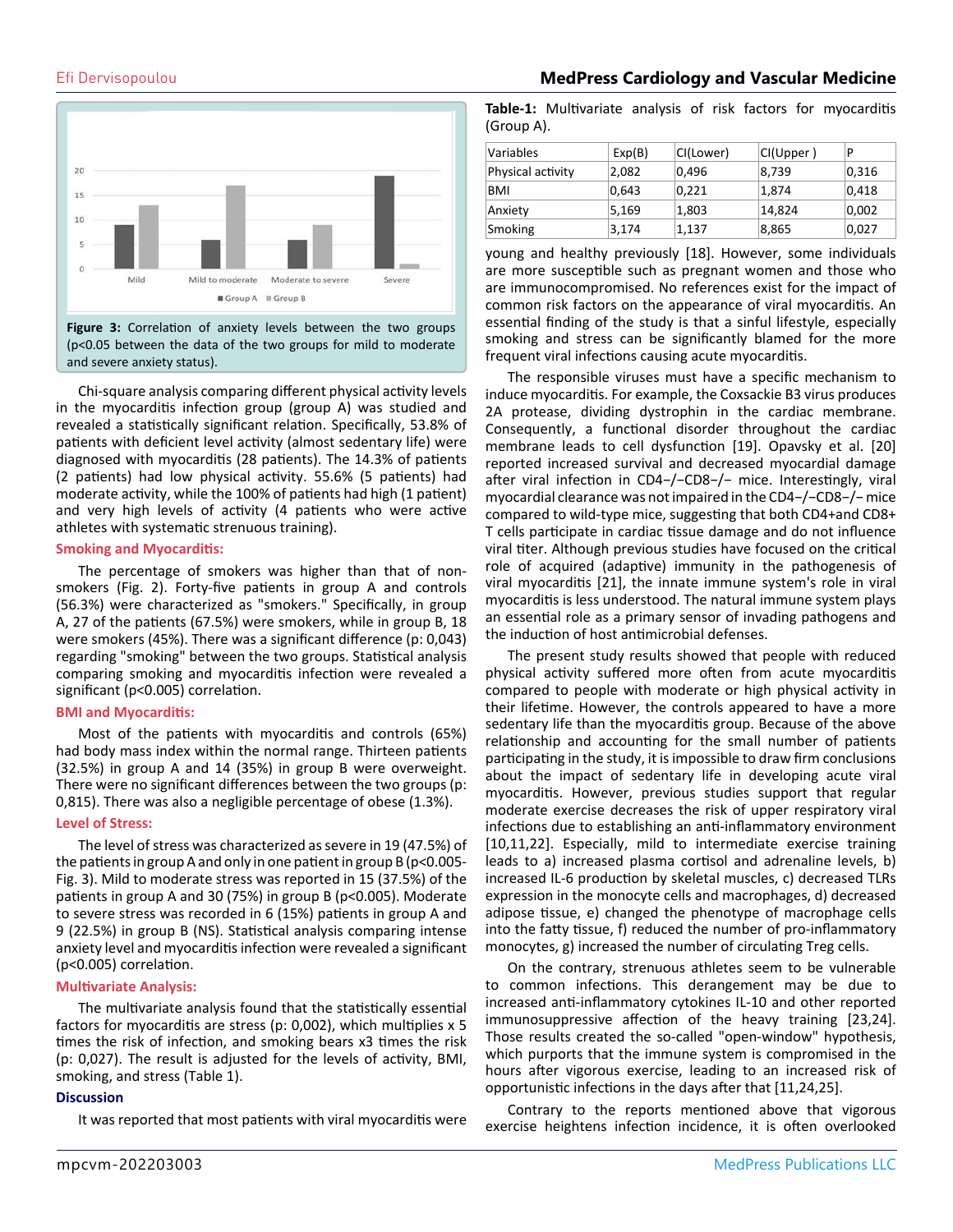Figure 3: Correlation of anxiety levels between the two groups (p<0.05 between the data of the two groups for mild to moderate and severe anxiety status).

Chi-square analysis comparing different physical activity levels in the myocarditis infection group (group A) was studied and revealed a statistically significant relation. Specifically, 53.8% of patients with deficient level activity (almost sedentary life) were diagnosed with myocarditis (28 patients). The 14.3% of patients (2 patients) had low physical activity. 55.6% (5 patients) had moderate activity, while the 100% of patients had high (1 patient) and very high levels of activity (4 patients who were active athletes with systematic strenuous training).

### Smoking and Myocarditis:

The percentage of smokers was higher than that of non-smokers (Fig. 2). Forty-five patients in group A and controls (56.3%) were characterized as "smokers." Specifically, in group A, 27 of the patients (67.5%) were smokers, while in group B, 18 were smokers (45%). There was a significant difference (p: 0,043) regarding "smoking" between the two groups. Statistical analysis comparing smoking and myocarditis infection were revealed a significant (p<0.005) correlation.

### BMI and Myocarditis:

Most of the patients with myocarditis and controls (65%) had body mass index within the normal range. Thirteen patients (32.5%) in group A and 14 (35%) in group B were overweight. There were no significant differences between the two groups (p: 0,815). There was also a negligible percentage of obese (1.3%).

### Level of Stress:

The level of stress was characterized as severe in 19 (47.5%) of the patients in group A and only in one patient in group B (p<0.005-Fig. 3). Mild to moderate stress was reported in 15 (37.5%) of the patients in group A and 30 (75%) in group B (p<0.005). Moderate to severe stress was recorded in 6 (15%) patients in group A and 9 (22.5%) in group B (NS). Statistical analysis comparing intense anxiety level and myocarditis infection were revealed a significant (p<0.005) correlation.

### Multivariate Analysis:

The multivariate analysis found that the statistically essential factors for myocarditis are stress (p: 0,002), which multiplies x 5 times the risk of infection, and smoking bears x3 times the risk (p: 0,027). The result is adjusted for the levels of activity, BMI, smoking, and stress (Table 1).

## Discussion

It was reported that most patients with viral myocarditis were young and healthy previously [18]. However, some individuals are more susceptible such as pregnant women and those who are immunocompromised. No references exist for the impact of common risk factors on the appearance of viral myocarditis. An essential finding of the study is that a sinful lifestyle, especially smoking and stress can be significantly blamed for the more frequent viral infections causing acute myocarditis.

**Table-1:** Multivariate analysis of risk factors for myocarditis (Group A).

| Variables | Exp(B) | CI(Lower) | CI(Upper ) | P |
|---|---|---|---|---|
| Physical activity | 2,082 | 0,496 | 8,739 | 0,316 |
| BMI | 0,643 | 0,221 | 1,874 | 0,418 |
| Anxiety | 5,169 | 1,803 | 14,824 | 0,002 |
| Smoking | 3,174 | 1,137 | 8,865 | 0,027 |

The responsible viruses must have a specific mechanism to induce myocarditis. For example, the Coxsackie B3 virus produces 2A protease, dividing dystrophin in the cardiac membrane. Consequently, a functional disorder throughout the cardiac membrane leads to cell dysfunction [19]. Opavsky et al. [20] reported increased survival and decreased myocardial damage after viral infection in CD4−/−CD8−/− mice. Interestingly, viral myocardial clearance was not impaired in the CD4−/−CD8−/− mice compared to wild-type mice, suggesting that both CD4+and CD8+ T cells participate in cardiac tissue damage and do not influence viral titer. Although previous studies have focused on the critical role of acquired (adaptive) immunity in the pathogenesis of viral myocarditis [21], the innate immune system's role in viral myocarditis is less understood. The natural immune system plays an essential role as a primary sensor of invading pathogens and the induction of host antimicrobial defenses.

The present study results showed that people with reduced physical activity suffered more often from acute myocarditis compared to people with moderate or high physical activity in their lifetime. However, the controls appeared to have a more sedentary life than the myocarditis group. Because of the above relationship and accounting for the small number of patients participating in the study, it is impossible to draw firm conclusions about the impact of sedentary life in developing acute viral myocarditis. However, previous studies support that regular moderate exercise decreases the risk of upper respiratory viral infections due to establishing an anti-inflammatory environment [10,11,22]. Especially, mild to intermediate exercise training leads to a) increased plasma cortisol and adrenaline levels, b) increased IL-6 production by skeletal muscles, c) decreased TLRs expression in the monocyte cells and macrophages, d) decreased adipose tissue, e) changed the phenotype of macrophage cells into the fatty tissue, f) reduced the number of pro-inflammatory monocytes, g) increased the number of circulating Treg cells.

On the contrary, strenuous athletes seem to be vulnerable to common infections. This derangement may be due to increased anti-inflammatory cytokines IL-10 and other reported immunosuppressive affection of the heavy training [23,24]. Those results created the so-called "open-window" hypothesis, which purports that the immune system is compromised in the hours after vigorous exercise, leading to an increased risk of opportunistic infections in the days after that [11,24,25].

Contrary to the reports mentioned above that vigorous exercise heightens infection incidence, it is often overlooked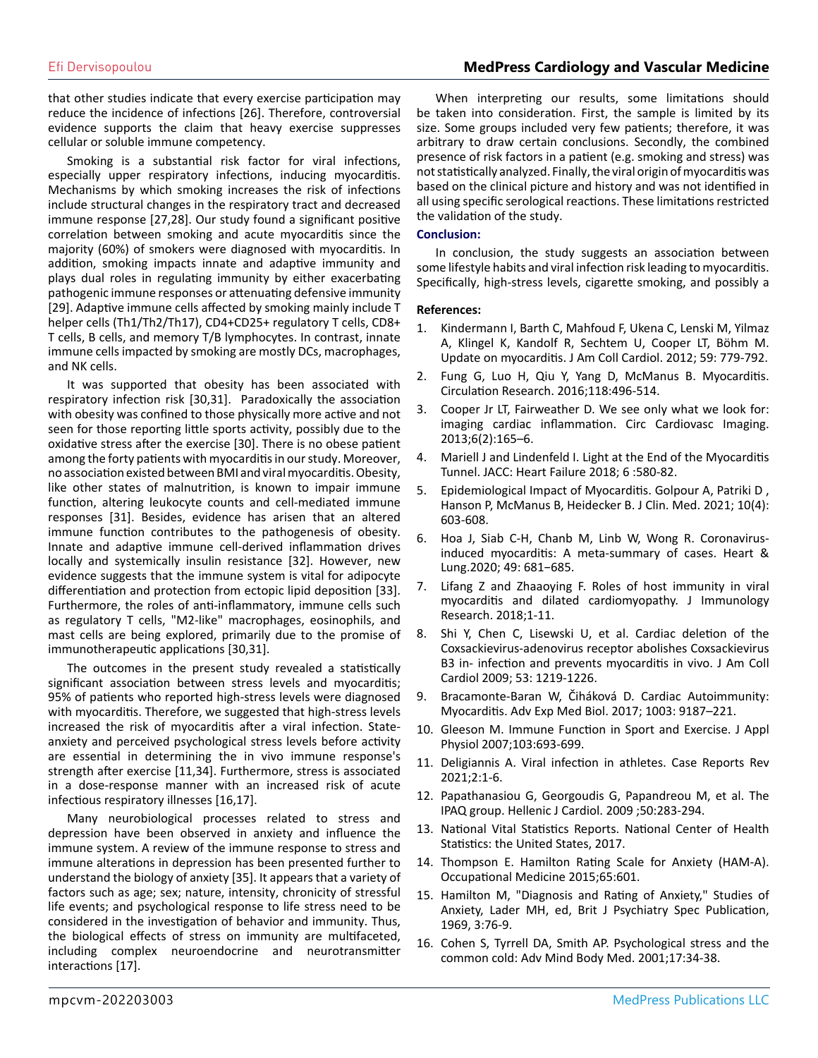that other studies indicate that every exercise participation may reduce the incidence of infections [26]. Therefore, controversial evidence supports the claim that heavy exercise suppresses cellular or soluble immune competency.

Smoking is a substantial risk factor for viral infections, especially upper respiratory infections, inducing myocarditis. Mechanisms by which smoking increases the risk of infections include structural changes in the respiratory tract and decreased immune response [27,28]. Our study found a significant positive correlation between smoking and acute myocarditis since the majority (60%) of smokers were diagnosed with myocarditis. In addition, smoking impacts innate and adaptive immunity and plays dual roles in regulating immunity by either exacerbating pathogenic immune responses or attenuating defensive immunity [29]. Adaptive immune cells affected by smoking mainly include T helper cells (Th1/Th2/Th17), CD4+CD25+ regulatory T cells, CD8+ T cells, B cells, and memory T/B lymphocytes. In contrast, innate immune cells impacted by smoking are mostly DCs, macrophages, and NK cells.

It was supported that obesity has been associated with respiratory infection risk [30,31]. Paradoxically the association with obesity was confined to those physically more active and not seen for those reporting little sports activity, possibly due to the oxidative stress after the exercise [30]. There is no obese patient among the forty patients with myocarditis in our study. Moreover, no association existed between BMI and viral myocarditis. Obesity, like other states of malnutrition, is known to impair immune function, altering leukocyte counts and cell-mediated immune responses [31]. Besides, evidence has arisen that an altered immune function contributes to the pathogenesis of obesity. Innate and adaptive immune cell-derived inflammation drives locally and systemically insulin resistance [32]. However, new evidence suggests that the immune system is vital for adipocyte differentiation and protection from ectopic lipid deposition [33]. Furthermore, the roles of anti-inflammatory, immune cells such as regulatory T cells, "M2-like" macrophages, eosinophils, and mast cells are being explored, primarily due to the promise of immunotherapeutic applications [30,31].

The outcomes in the present study revealed a statistically significant association between stress levels and myocarditis; 95% of patients who reported high-stress levels were diagnosed with myocarditis. Therefore, we suggested that high-stress levels increased the risk of myocarditis after a viral infection. State-anxiety and perceived psychological stress levels before activity are essential in determining the in vivo immune response's strength after exercise [11,34]. Furthermore, stress is associated in a dose-response manner with an increased risk of acute infectious respiratory illnesses [16,17].

Many neurobiological processes related to stress and depression have been observed in anxiety and influence the immune system. A review of the immune response to stress and immune alterations in depression has been presented further to understand the biology of anxiety [35]. It appears that a variety of factors such as age; sex; nature, intensity, chronicity of stressful life events; and psychological response to life stress need to be considered in the investigation of behavior and immunity. Thus, the biological effects of stress on immunity are multifaceted, including complex neuroendocrine and neurotransmitter interactions [17].

When interpreting our results, some limitations should be taken into consideration. First, the sample is limited by its size. Some groups included very few patients; therefore, it was arbitrary to draw certain conclusions. Secondly, the combined presence of risk factors in a patient (e.g. smoking and stress) was not statistically analyzed. Finally, the viral origin of myocarditis was based on the clinical picture and history and was not identified in all using specific serological reactions. These limitations restricted the validation of the study.

## Conclusion:

In conclusion, the study suggests an association between some lifestyle habits and viral infection risk leading to myocarditis. Specifically, high-stress levels, cigarette smoking, and possibly a

## References:

1. Kindermann I, Barth C, Mahfoud F, Ukena C, Lenski M, Yilmaz A, Klingel K, Kandolf R, Sechtem U, Cooper LT, Böhm M. Update on myocarditis. J Am Coll Cardiol. 2012; 59: 779-792.
2. Fung G, Luo H, Qiu Y, Yang D, McManus B. Myocarditis. Circulation Research. 2016;118:496-514.
3. Cooper Jr LT, Fairweather D. We see only what we look for: imaging cardiac inflammation. Circ Cardiovasc Imaging. 2013;6(2):165–6.
4. Mariell J and Lindenfeld I. Light at the End of the Myocarditis Tunnel. JACC: Heart Failure 2018; 6 :580-82.
5. Epidemiological Impact of Myocarditis. Golpour A, Patriki D , Hanson P, McManus B, Heidecker B. J Clin. Med. 2021; 10(4): 603-608.
6. Hoa J, Siab C-H, Chanb M, Linb W, Wong R. Coronavirus-induced myocarditis: A meta-summary of cases. Heart & Lung.2020; 49: 681–685.
7. Lifang Z and Zhaaoying F. Roles of host immunity in viral myocarditis and dilated cardiomyopathy. J Immunology Research. 2018;1-11.
8. Shi Y, Chen C, Lisewski U, et al. Cardiac deletion of the Coxsackievirus-adenovirus receptor abolishes Coxsackievirus B3 in- infection and prevents myocarditis in vivo. J Am Coll Cardiol 2009; 53: 1219-1226.
9. Bracamonte-Baran W, Čiháková D. Cardiac Autoimmunity: Myocarditis. Adv Exp Med Biol. 2017; 1003: 9187–221.
10. Gleeson M. Immune Function in Sport and Exercise. J Appl Physiol 2007;103:693-699.
11. Deligiannis A. Viral infection in athletes. Case Reports Rev 2021;2:1-6.
12. Papathanasiou G, Georgoudis G, Papandreou M, et al. The IPAQ group. Hellenic J Cardiol. 2009 ;50:283-294.
13. National Vital Statistics Reports. National Center of Health Statistics: the United States, 2017.
14. Thompson E. Hamilton Rating Scale for Anxiety (HAM-A). Occupational Medicine 2015;65:601.
15. Hamilton M, "Diagnosis and Rating of Anxiety," Studies of Anxiety, Lader MH, ed, Brit J Psychiatry Spec Publication, 1969, 3:76-9.
16. Cohen S, Tyrrell DA, Smith AP. Psychological stress and the common cold: Adv Mind Body Med. 2001;17:34-38.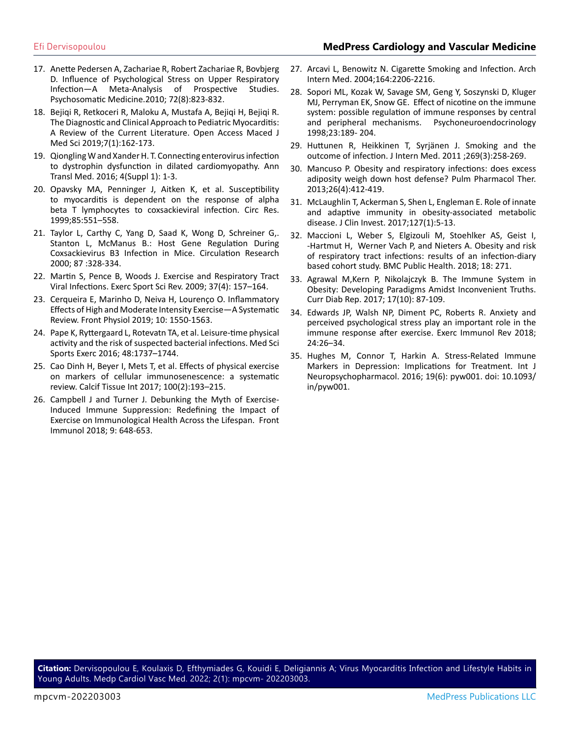17. Anette Pedersen A, Zachariae R, Robert Zachariae R, Bovbjerg D. Influence of Psychological Stress on Upper Respiratory Infection—A Meta-Analysis of Prospective Studies. Psychosomatic Medicine.2010; 72(8):823-832.
18. Bejiqi R, Retkoceri R, Maloku A, Mustafa A, Bejiqi H, Bejiqi R. The Diagnostic and Clinical Approach to Pediatric Myocarditis: A Review of the Current Literature. Open Access Maced J Med Sci 2019;7(1):162-173.
19. Qiongling W and Xander H. T. Connecting enterovirus infection to dystrophin dysfunction in dilated cardiomyopathy. Ann Transl Med. 2016; 4(Suppl 1): 1-3.
20. Opavsky MA, Penninger J, Aitken K, et al. Susceptibility to myocarditis is dependent on the response of alpha beta T lymphocytes to coxsackieviral infection. Circ Res. 1999;85:551–558.
21. Taylor L, Carthy C, Yang D, Saad K, Wong D, Schreiner G,. Stanton L, McManus B.: Host Gene Regulation During Coxsackievirus B3 Infection in Mice. Circulation Research 2000; 87 :328-334.
22. Martin S, Pence B, Woods J. Exercise and Respiratory Tract Viral Infections. Exerc Sport Sci Rev. 2009; 37(4): 157–164.
23. Cerqueira E, Marinho D, Neiva H, Lourenço O. Inflammatory Effects of High and Moderate Intensity Exercise—A Systematic Review. Front Physiol 2019; 10: 1550-1563.
24. Pape K, Ryttergaard L, Rotevatn TA, et al. Leisure-time physical activity and the risk of suspected bacterial infections. Med Sci Sports Exerc 2016; 48:1737–1744.
25. Cao Dinh H, Beyer I, Mets T, et al. Effects of physical exercise on markers of cellular immunosenescence: a systematic review. Calcif Tissue Int 2017; 100(2):193–215.
26. Campbell J and Turner J. Debunking the Myth of Exercise-Induced Immune Suppression: Redefining the Impact of Exercise on Immunological Health Across the Lifespan. Front Immunol 2018; 9: 648-653.
27. Arcavi L, Benowitz N. Cigarette Smoking and Infection. Arch Intern Med. 2004;164:2206-2216.
28. Sopori ML, Kozak W, Savage SM, Geng Y, Soszynski D, Kluger MJ, Perryman EK, Snow GE. Effect of nicotine on the immune system: possible regulation of immune responses by central and peripheral mechanisms. Psychoneuroendocrinology 1998;23:189- 204.
29. Huttunen R, Heikkinen T, Syrjänen J. Smoking and the outcome of infection. J Intern Med. 2011 ;269(3):258-269.
30. Mancuso P. Obesity and respiratory infections: does excess adiposity weigh down host defense? Pulm Pharmacol Ther. 2013;26(4):412-419.
31. McLaughlin T, Ackerman S, Shen L, Engleman E. Role of innate and adaptive immunity in obesity-associated metabolic disease. J Clin Invest. 2017;127(1):5-13.
32. Maccioni L, Weber S, Elgizouli M, Stoehlker AS, Geist I, -Hartmut H, Werner Vach P, and Nieters A. Obesity and risk of respiratory tract infections: results of an infection-diary based cohort study. BMC Public Health. 2018; 18: 271.
33. Agrawal M,Kern P, Nikolajczyk B. The Immune System in Obesity: Developing Paradigms Amidst Inconvenient Truths. Curr Diab Rep. 2017; 17(10): 87-109.
34. Edwards JP, Walsh NP, Diment PC, Roberts R. Anxiety and perceived psychological stress play an important role in the immune response after exercise. Exerc Immunol Rev 2018; 24:26–34.
35. Hughes M, Connor T, Harkin A. Stress-Related Immune Markers in Depression: Implications for Treatment. Int J Neuropsychopharmacol. 2016; 19(6): pyw001. doi: 10.1093/in/pyw001.

**Citation:** Dervisopoulou E, Koulaxis D, Efthymiades G, Kouidi E, Deligiannis A; Virus Myocarditis Infection and Lifestyle Habits in Young Adults. Medp Cardiol Vasc Med. 2022; 2(1): mpcvm- 202203003.